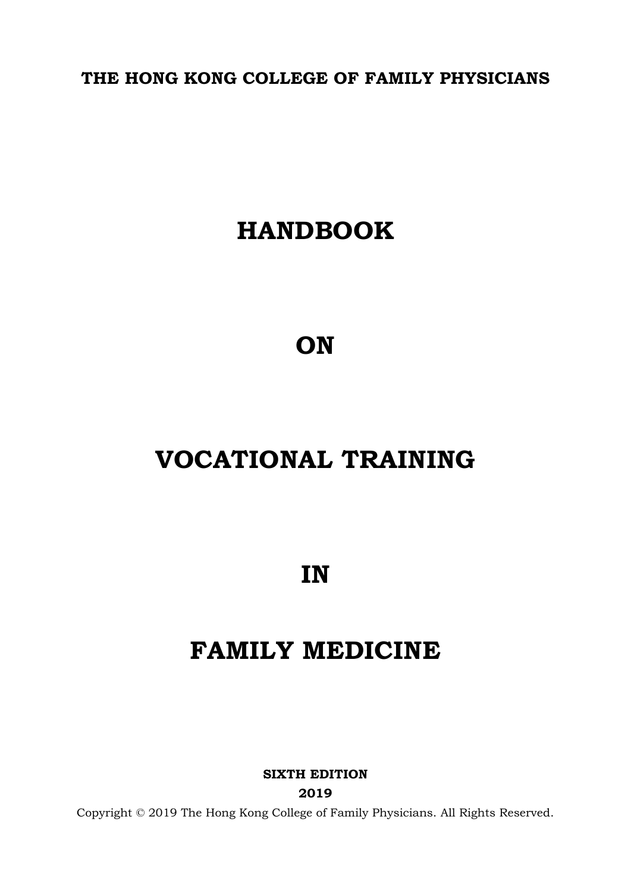**THE HONG KONG COLLEGE OF FAMILY PHYSICIANS**

# HANDBOOK

# ON

# VOCATIONAL TRAINING

# IN

# FAMILY MEDICINE

**SIXTH EDITION**

**2019**

Copyright © 2019 The Hong Kong College of Family Physicians. All Rights Reserved.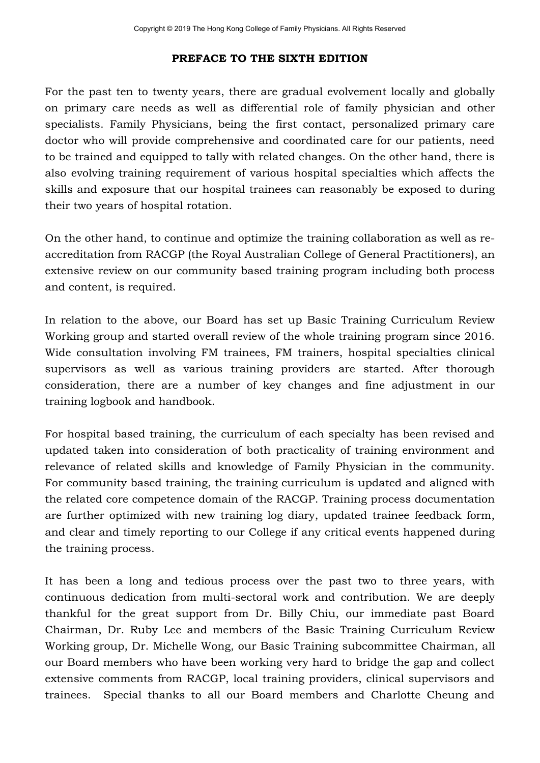## PREFACE TO THE SIXTH EDITION

For the past ten to twenty years, there are gradual evolvement locally and globally on primary care needs as well as differential role of family physician and other specialists. Family Physicians, being the first contact, personalized primary care doctor who will provide comprehensive and coordinated care for our patients, need to be trained and equipped to tally with related changes. On the other hand, there is also evolving training requirement of various hospital specialties which affects the skills and exposure that our hospital trainees can reasonably be exposed to during their two years of hospital rotation.

On the other hand, to continue and optimize the training collaboration as well as re-accreditation from RACGP (the Royal Australian College of General Practitioners), an extensive review on our community based training program including both process and content, is required.

In relation to the above, our Board has set up Basic Training Curriculum Review Working group and started overall review of the whole training program since 2016. Wide consultation involving FM trainees, FM trainers, hospital specialties clinical supervisors as well as various training providers are started. After thorough consideration, there are a number of key changes and fine adjustment in our training logbook and handbook.

For hospital based training, the curriculum of each specialty has been revised and updated taken into consideration of both practicality of training environment and relevance of related skills and knowledge of Family Physician in the community. For community based training, the training curriculum is updated and aligned with the related core competence domain of the RACGP. Training process documentation are further optimized with new training log diary, updated trainee feedback form, and clear and timely reporting to our College if any critical events happened during the training process.

It has been a long and tedious process over the past two to three years, with continuous dedication from multi-sectoral work and contribution. We are deeply thankful for the great support from Dr. Billy Chiu, our immediate past Board Chairman, Dr. Ruby Lee and members of the Basic Training Curriculum Review Working group, Dr. Michelle Wong, our Basic Training subcommittee Chairman, all our Board members who have been working very hard to bridge the gap and collect extensive comments from RACGP, local training providers, clinical supervisors and trainees. Special thanks to all our Board members and Charlotte Cheung and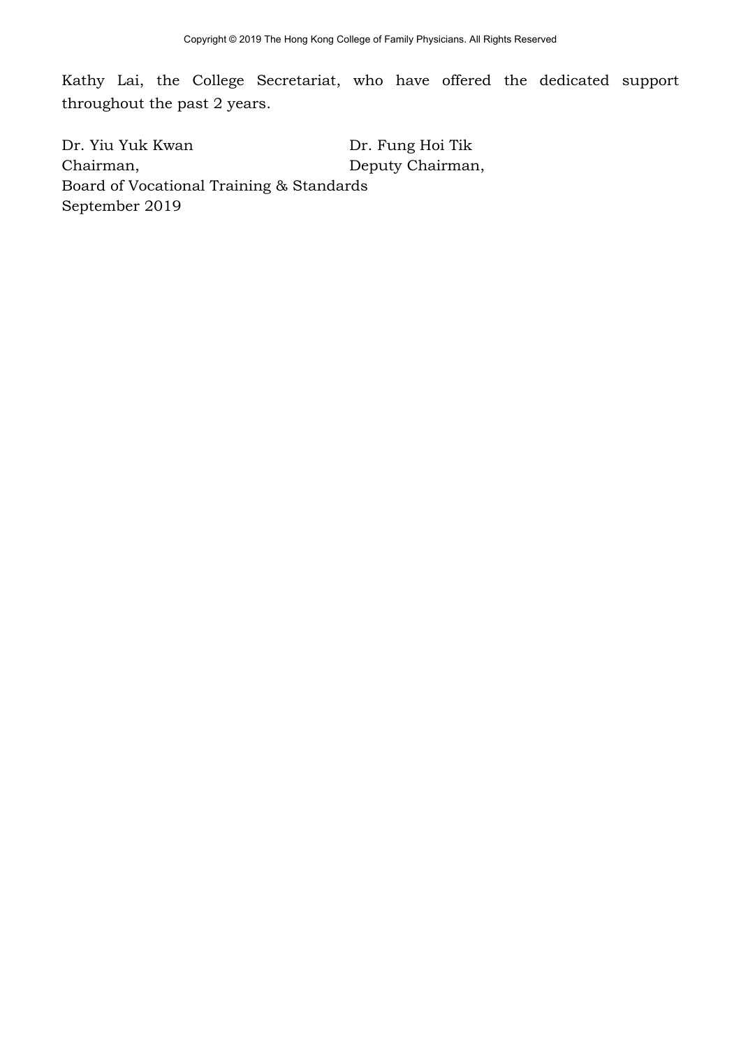Kathy Lai, the College Secretariat, who have offered the dedicated support throughout the past 2 years.

| Dr. Yiu Yuk Kwan | Dr. Fung Hoi Tik |
|---|---|
| Chairman, | Deputy Chairman, |

Board of Vocational Training & Standards
September 2019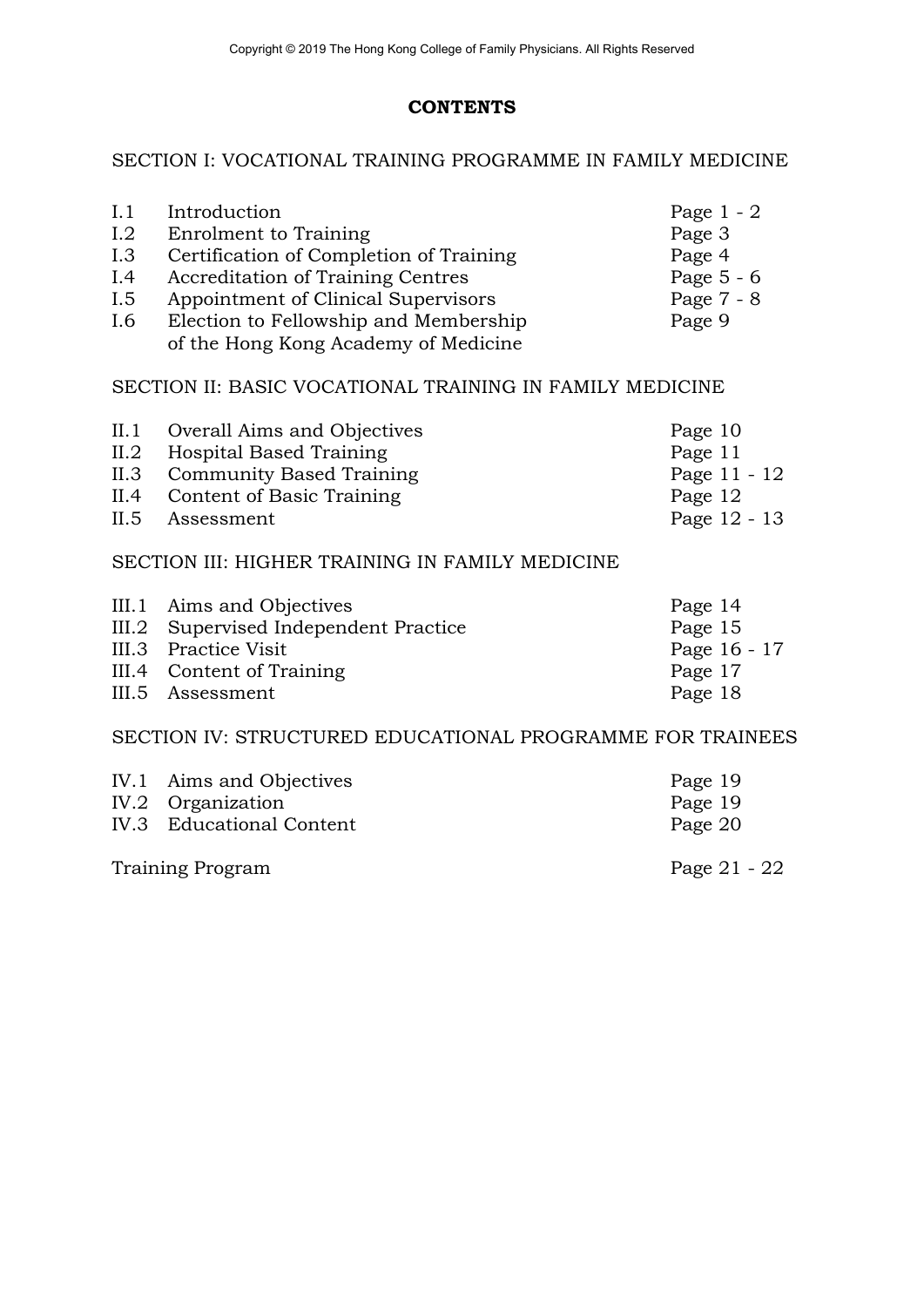# CONTENTS

## SECTION I: VOCATIONAL TRAINING PROGRAMME IN FAMILY MEDICINE

| | | |
|---|---|---|
| I.1 | Introduction | Page 1 - 2 |
| I.2 | Enrolment to Training | Page 3 |
| I.3 | Certification of Completion of Training | Page 4 |
| I.4 | Accreditation of Training Centres | Page 5 - 6 |
| I.5 | Appointment of Clinical Supervisors | Page 7 - 8 |
| I.6 | Election to Fellowship and Membership of the Hong Kong Academy of Medicine | Page 9 |

## SECTION II: BASIC VOCATIONAL TRAINING IN FAMILY MEDICINE

| | | |
|---|---|---|
| II.1 | Overall Aims and Objectives | Page 10 |
| II.2 | Hospital Based Training | Page 11 |
| II.3 | Community Based Training | Page 11 - 12 |
| II.4 | Content of Basic Training | Page 12 |
| II.5 | Assessment | Page 12 - 13 |

## SECTION III: HIGHER TRAINING IN FAMILY MEDICINE

| | | |
|---|---|---|
| III.1 | Aims and Objectives | Page 14 |
| III.2 | Supervised Independent Practice | Page 15 |
| III.3 | Practice Visit | Page 16 - 17 |
| III.4 | Content of Training | Page 17 |
| III.5 | Assessment | Page 18 |

## SECTION IV: STRUCTURED EDUCATIONAL PROGRAMME FOR TRAINEES

| | | |
|---|---|---|
| IV.1 | Aims and Objectives | Page 19 |
| IV.2 | Organization | Page 19 |
| IV.3 | Educational Content | Page 20 |

Training Program — Page 21 - 22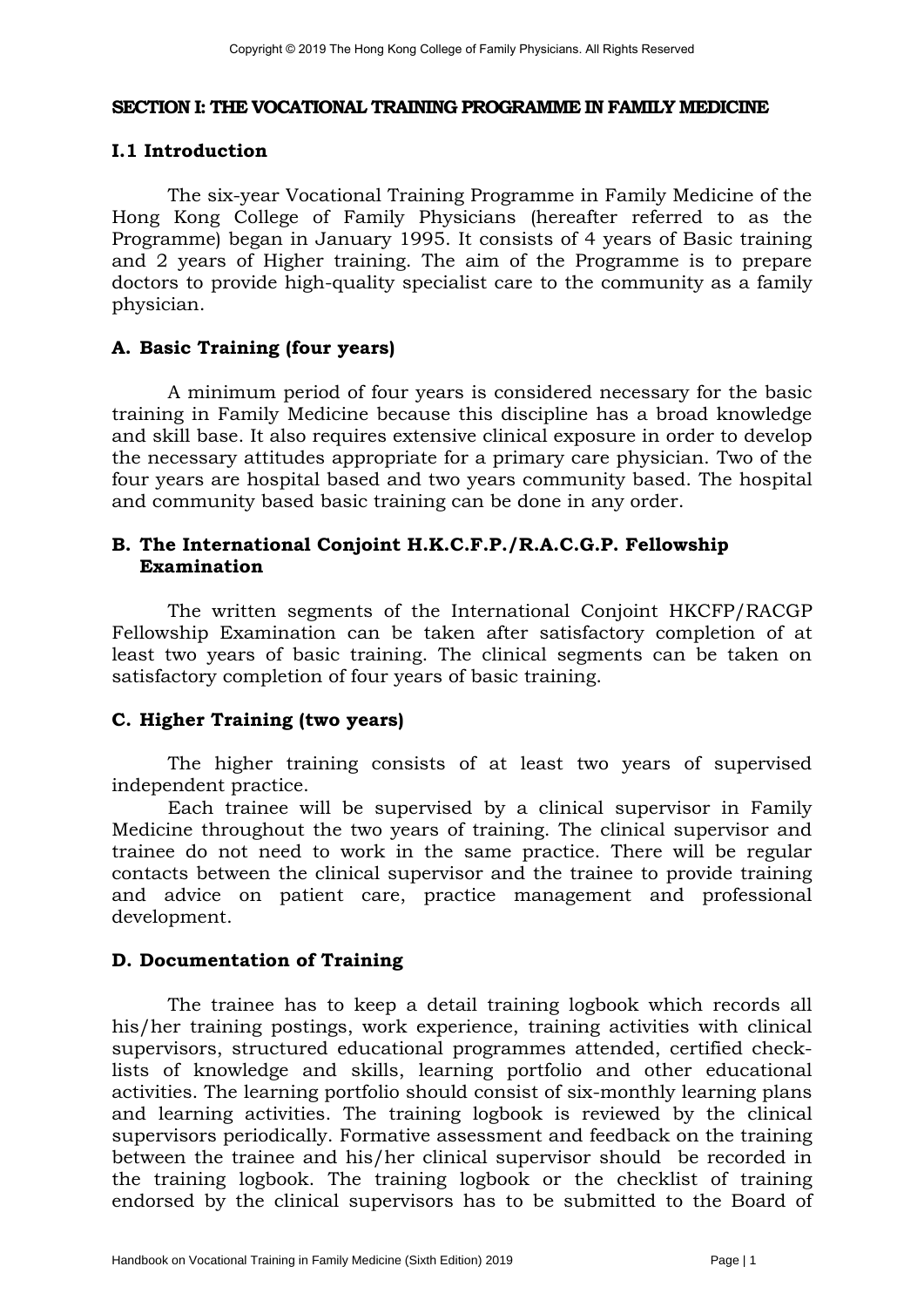## SECTION I: THE VOCATIONAL TRAINING PROGRAMME IN FAMILY MEDICINE

### I.1 Introduction

The six-year Vocational Training Programme in Family Medicine of the Hong Kong College of Family Physicians (hereafter referred to as the Programme) began in January 1995. It consists of 4 years of Basic training and 2 years of Higher training. The aim of the Programme is to prepare doctors to provide high-quality specialist care to the community as a family physician.

### A. Basic Training (four years)

A minimum period of four years is considered necessary for the basic training in Family Medicine because this discipline has a broad knowledge and skill base. It also requires extensive clinical exposure in order to develop the necessary attitudes appropriate for a primary care physician. Two of the four years are hospital based and two years community based. The hospital and community based basic training can be done in any order.

### B. The International Conjoint H.K.C.F.P./R.A.C.G.P. Fellowship Examination

The written segments of the International Conjoint HKCFP/RACGP Fellowship Examination can be taken after satisfactory completion of at least two years of basic training. The clinical segments can be taken on satisfactory completion of four years of basic training.

### C. Higher Training (two years)

The higher training consists of at least two years of supervised independent practice.

Each trainee will be supervised by a clinical supervisor in Family Medicine throughout the two years of training. The clinical supervisor and trainee do not need to work in the same practice. There will be regular contacts between the clinical supervisor and the trainee to provide training and advice on patient care, practice management and professional development.

### D. Documentation of Training

The trainee has to keep a detail training logbook which records all his/her training postings, work experience, training activities with clinical supervisors, structured educational programmes attended, certified check-lists of knowledge and skills, learning portfolio and other educational activities. The learning portfolio should consist of six-monthly learning plans and learning activities. The training logbook is reviewed by the clinical supervisors periodically. Formative assessment and feedback on the training between the trainee and his/her clinical supervisor should be recorded in the training logbook. The training logbook or the checklist of training endorsed by the clinical supervisors has to be submitted to the Board of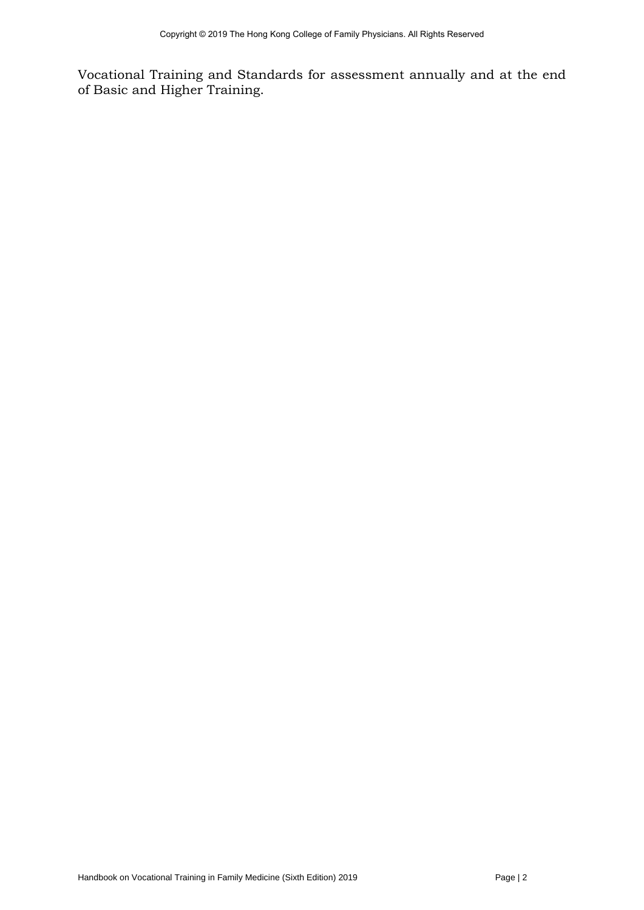Vocational Training and Standards for assessment annually and at the end of Basic and Higher Training.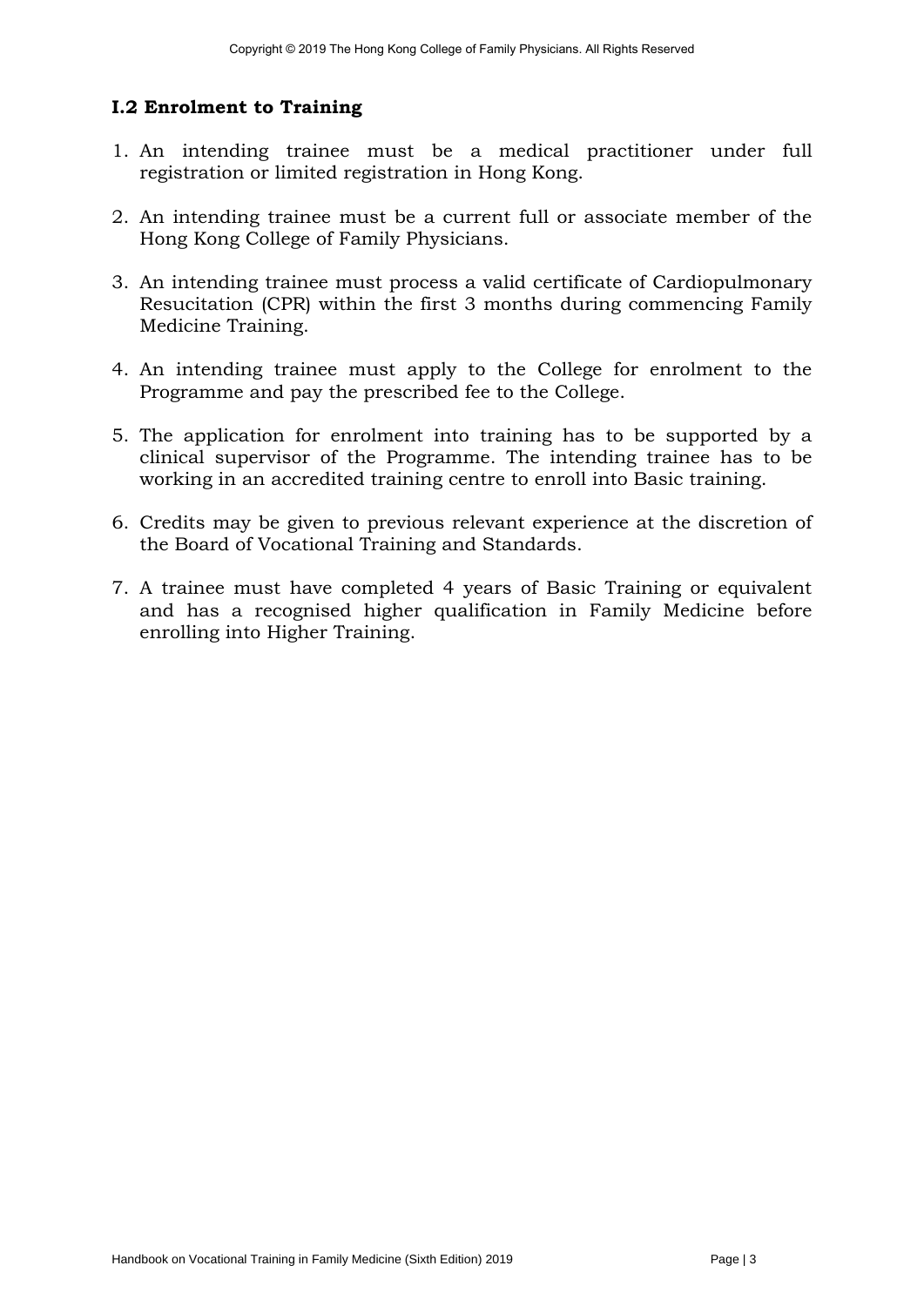### I.2 Enrolment to Training

1. An intending trainee must be a medical practitioner under full registration or limited registration in Hong Kong.

2. An intending trainee must be a current full or associate member of the Hong Kong College of Family Physicians.

3. An intending trainee must process a valid certificate of Cardiopulmonary Resucitation (CPR) within the first 3 months during commencing Family Medicine Training.

4. An intending trainee must apply to the College for enrolment to the Programme and pay the prescribed fee to the College.

5. The application for enrolment into training has to be supported by a clinical supervisor of the Programme. The intending trainee has to be working in an accredited training centre to enroll into Basic training.

6. Credits may be given to previous relevant experience at the discretion of the Board of Vocational Training and Standards.

7. A trainee must have completed 4 years of Basic Training or equivalent and has a recognised higher qualification in Family Medicine before enrolling into Higher Training.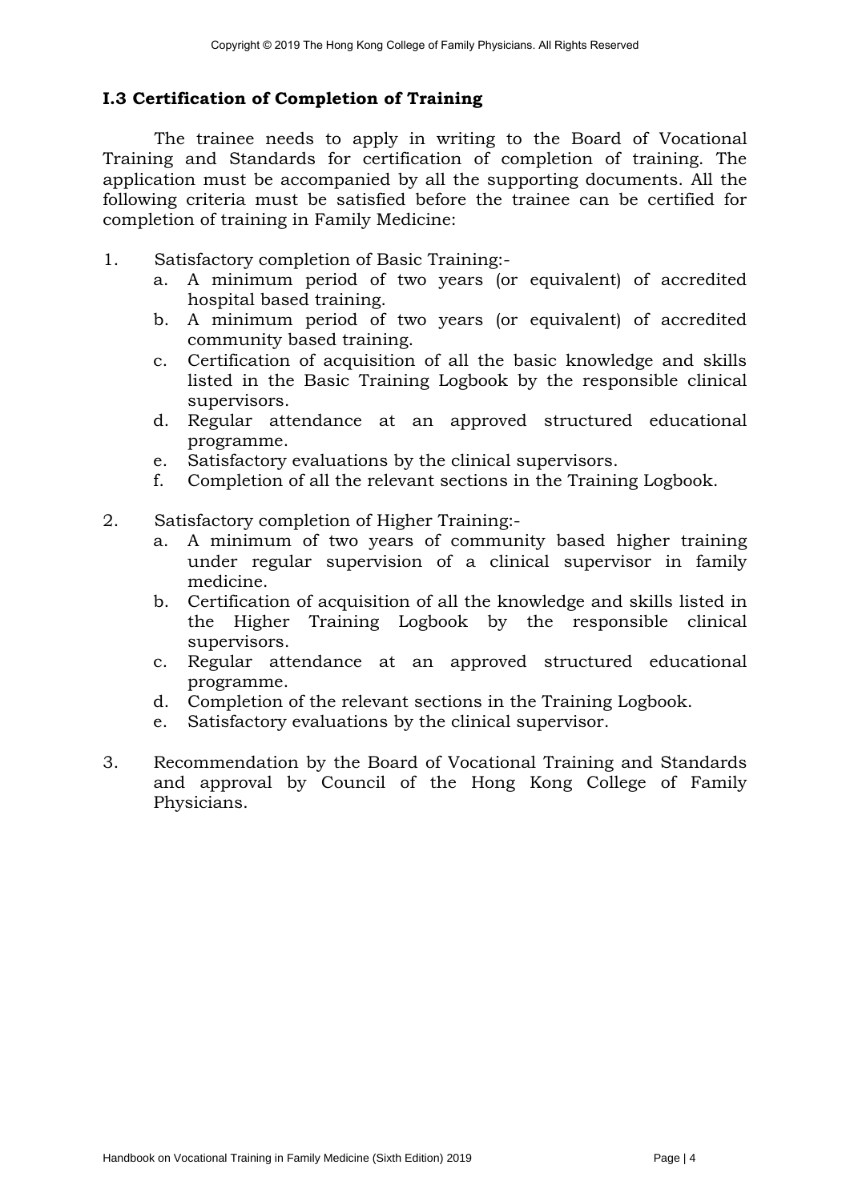### I.3 Certification of Completion of Training

The trainee needs to apply in writing to the Board of Vocational Training and Standards for certification of completion of training. The application must be accompanied by all the supporting documents. All the following criteria must be satisfied before the trainee can be certified for completion of training in Family Medicine:

1. Satisfactory completion of Basic Training:-
   a. A minimum period of two years (or equivalent) of accredited hospital based training.
   b. A minimum period of two years (or equivalent) of accredited community based training.
   c. Certification of acquisition of all the basic knowledge and skills listed in the Basic Training Logbook by the responsible clinical supervisors.
   d. Regular attendance at an approved structured educational programme.
   e. Satisfactory evaluations by the clinical supervisors.
   f. Completion of all the relevant sections in the Training Logbook.

2. Satisfactory completion of Higher Training:-
   a. A minimum of two years of community based higher training under regular supervision of a clinical supervisor in family medicine.
   b. Certification of acquisition of all the knowledge and skills listed in the Higher Training Logbook by the responsible clinical supervisors.
   c. Regular attendance at an approved structured educational programme.
   d. Completion of the relevant sections in the Training Logbook.
   e. Satisfactory evaluations by the clinical supervisor.

3. Recommendation by the Board of Vocational Training and Standards and approval by Council of the Hong Kong College of Family Physicians.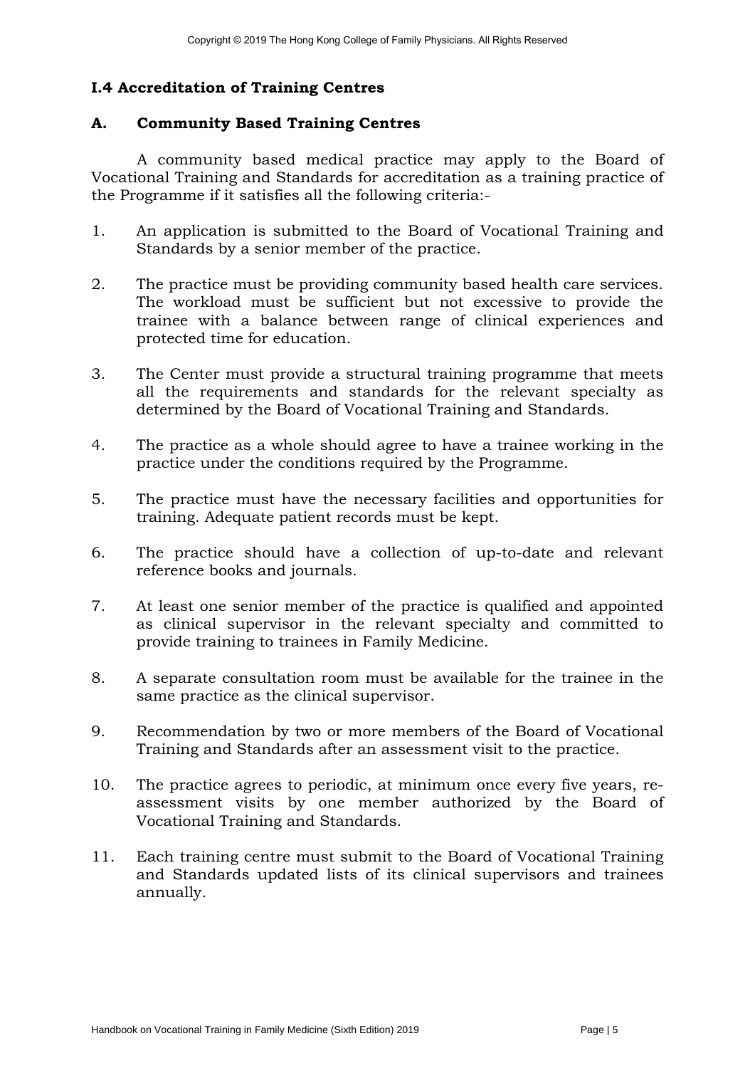### I.4 Accreditation of Training Centres

#### A. Community Based Training Centres

A community based medical practice may apply to the Board of Vocational Training and Standards for accreditation as a training practice of the Programme if it satisfies all the following criteria:-

1. An application is submitted to the Board of Vocational Training and Standards by a senior member of the practice.

2. The practice must be providing community based health care services. The workload must be sufficient but not excessive to provide the trainee with a balance between range of clinical experiences and protected time for education.

3. The Center must provide a structural training programme that meets all the requirements and standards for the relevant specialty as determined by the Board of Vocational Training and Standards.

4. The practice as a whole should agree to have a trainee working in the practice under the conditions required by the Programme.

5. The practice must have the necessary facilities and opportunities for training. Adequate patient records must be kept.

6. The practice should have a collection of up-to-date and relevant reference books and journals.

7. At least one senior member of the practice is qualified and appointed as clinical supervisor in the relevant specialty and committed to provide training to trainees in Family Medicine.

8. A separate consultation room must be available for the trainee in the same practice as the clinical supervisor.

9. Recommendation by two or more members of the Board of Vocational Training and Standards after an assessment visit to the practice.

10. The practice agrees to periodic, at minimum once every five years, re-assessment visits by one member authorized by the Board of Vocational Training and Standards.

11. Each training centre must submit to the Board of Vocational Training and Standards updated lists of its clinical supervisors and trainees annually.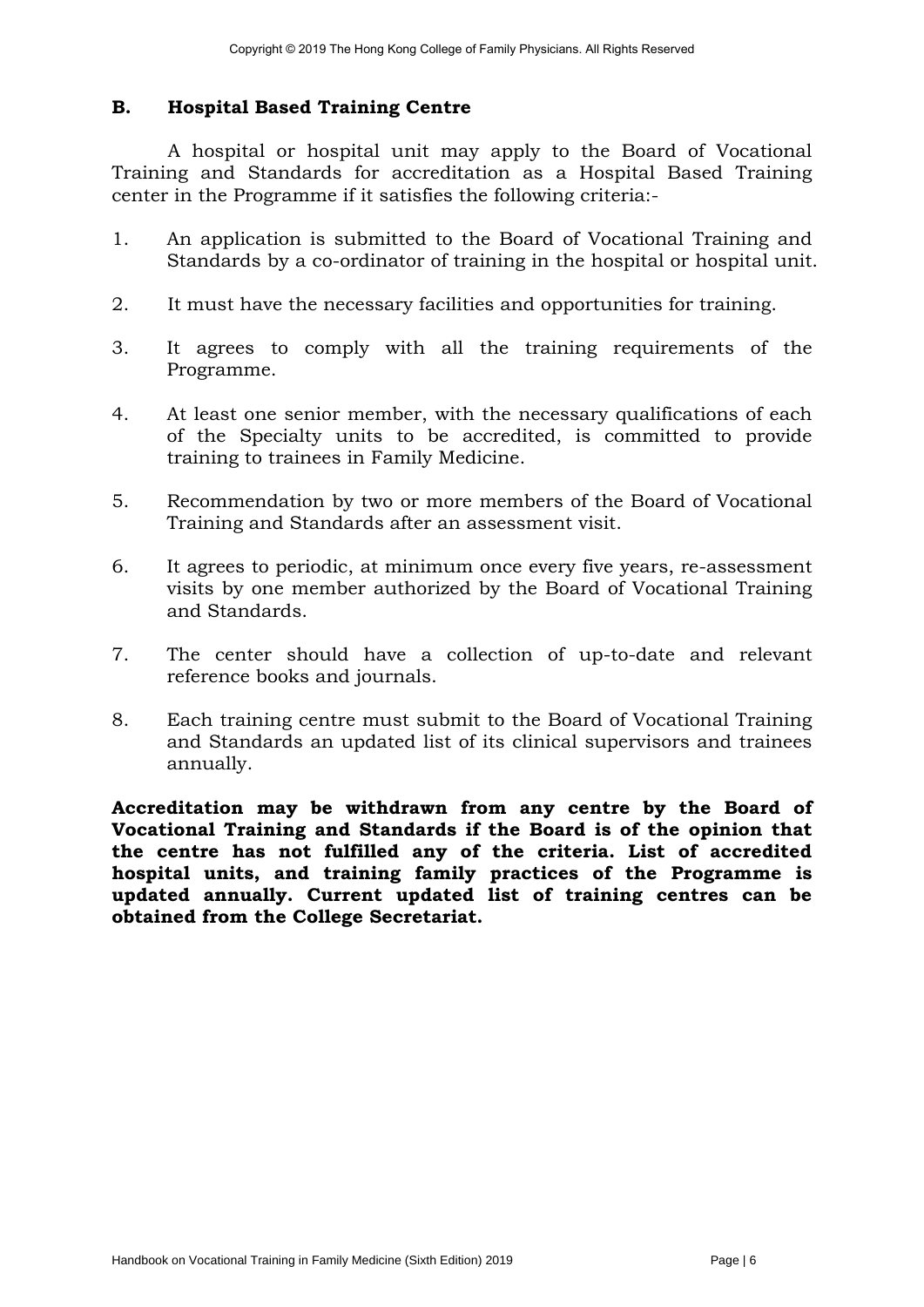## B. Hospital Based Training Centre

A hospital or hospital unit may apply to the Board of Vocational Training and Standards for accreditation as a Hospital Based Training center in the Programme if it satisfies the following criteria:-

1. An application is submitted to the Board of Vocational Training and Standards by a co-ordinator of training in the hospital or hospital unit.

2. It must have the necessary facilities and opportunities for training.

3. It agrees to comply with all the training requirements of the Programme.

4. At least one senior member, with the necessary qualifications of each of the Specialty units to be accredited, is committed to provide training to trainees in Family Medicine.

5. Recommendation by two or more members of the Board of Vocational Training and Standards after an assessment visit.

6. It agrees to periodic, at minimum once every five years, re-assessment visits by one member authorized by the Board of Vocational Training and Standards.

7. The center should have a collection of up-to-date and relevant reference books and journals.

8. Each training centre must submit to the Board of Vocational Training and Standards an updated list of its clinical supervisors and trainees annually.

**Accreditation may be withdrawn from any centre by the Board of Vocational Training and Standards if the Board is of the opinion that the centre has not fulfilled any of the criteria. List of accredited hospital units, and training family practices of the Programme is updated annually. Current updated list of training centres can be obtained from the College Secretariat.**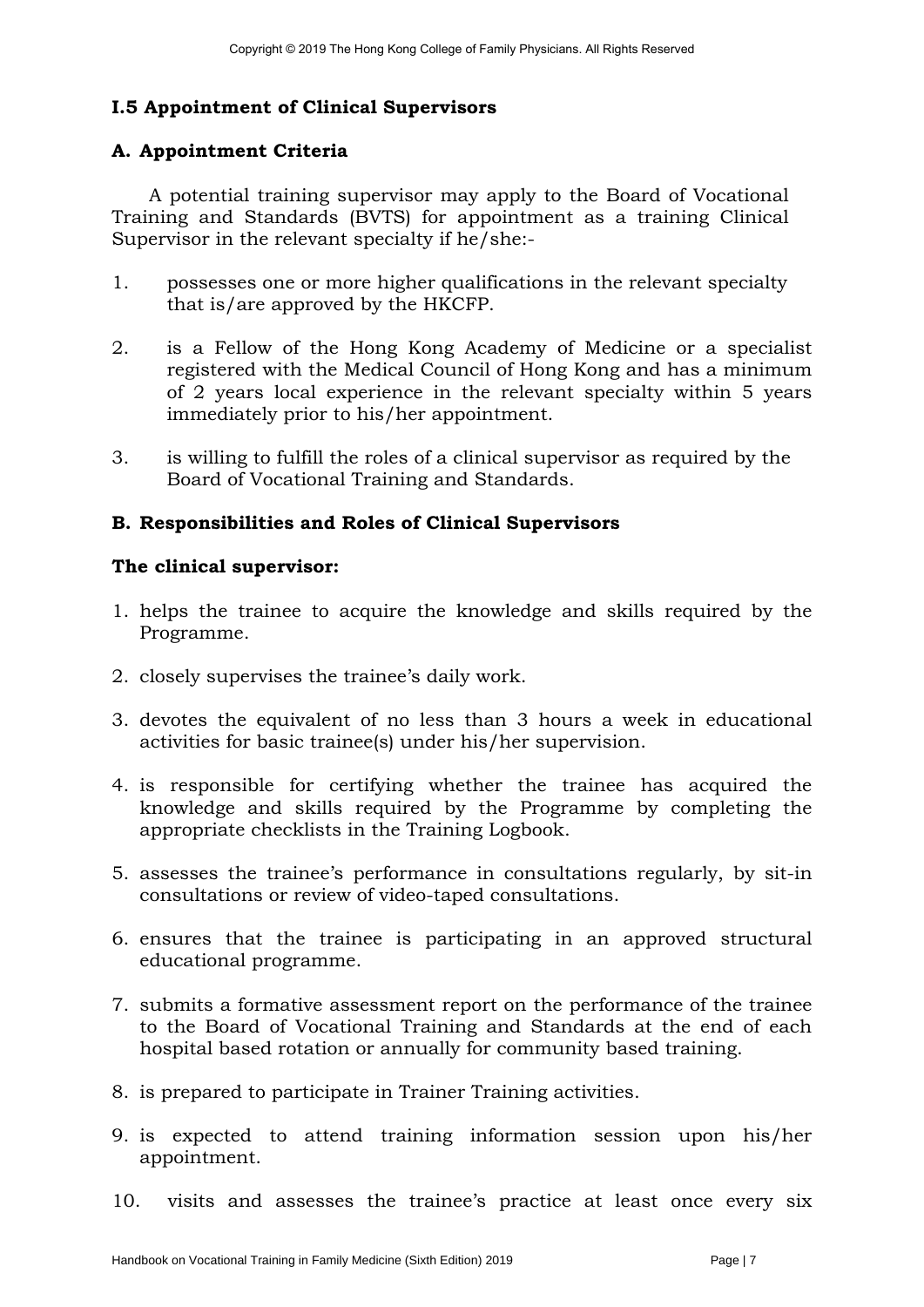## I.5 Appointment of Clinical Supervisors

### A. Appointment Criteria

A potential training supervisor may apply to the Board of Vocational Training and Standards (BVTS) for appointment as a training Clinical Supervisor in the relevant specialty if he/she:-

1. possesses one or more higher qualifications in the relevant specialty that is/are approved by the HKCFP.
2. is a Fellow of the Hong Kong Academy of Medicine or a specialist registered with the Medical Council of Hong Kong and has a minimum of 2 years local experience in the relevant specialty within 5 years immediately prior to his/her appointment.
3. is willing to fulfill the roles of a clinical supervisor as required by the Board of Vocational Training and Standards.

### B. Responsibilities and Roles of Clinical Supervisors

**The clinical supervisor:**

1. helps the trainee to acquire the knowledge and skills required by the Programme.
2. closely supervises the trainee's daily work.
3. devotes the equivalent of no less than 3 hours a week in educational activities for basic trainee(s) under his/her supervision.
4. is responsible for certifying whether the trainee has acquired the knowledge and skills required by the Programme by completing the appropriate checklists in the Training Logbook.
5. assesses the trainee's performance in consultations regularly, by sit-in consultations or review of video-taped consultations.
6. ensures that the trainee is participating in an approved structural educational programme.
7. submits a formative assessment report on the performance of the trainee to the Board of Vocational Training and Standards at the end of each hospital based rotation or annually for community based training.
8. is prepared to participate in Trainer Training activities.
9. is expected to attend training information session upon his/her appointment.
10. visits and assesses the trainee's practice at least once every six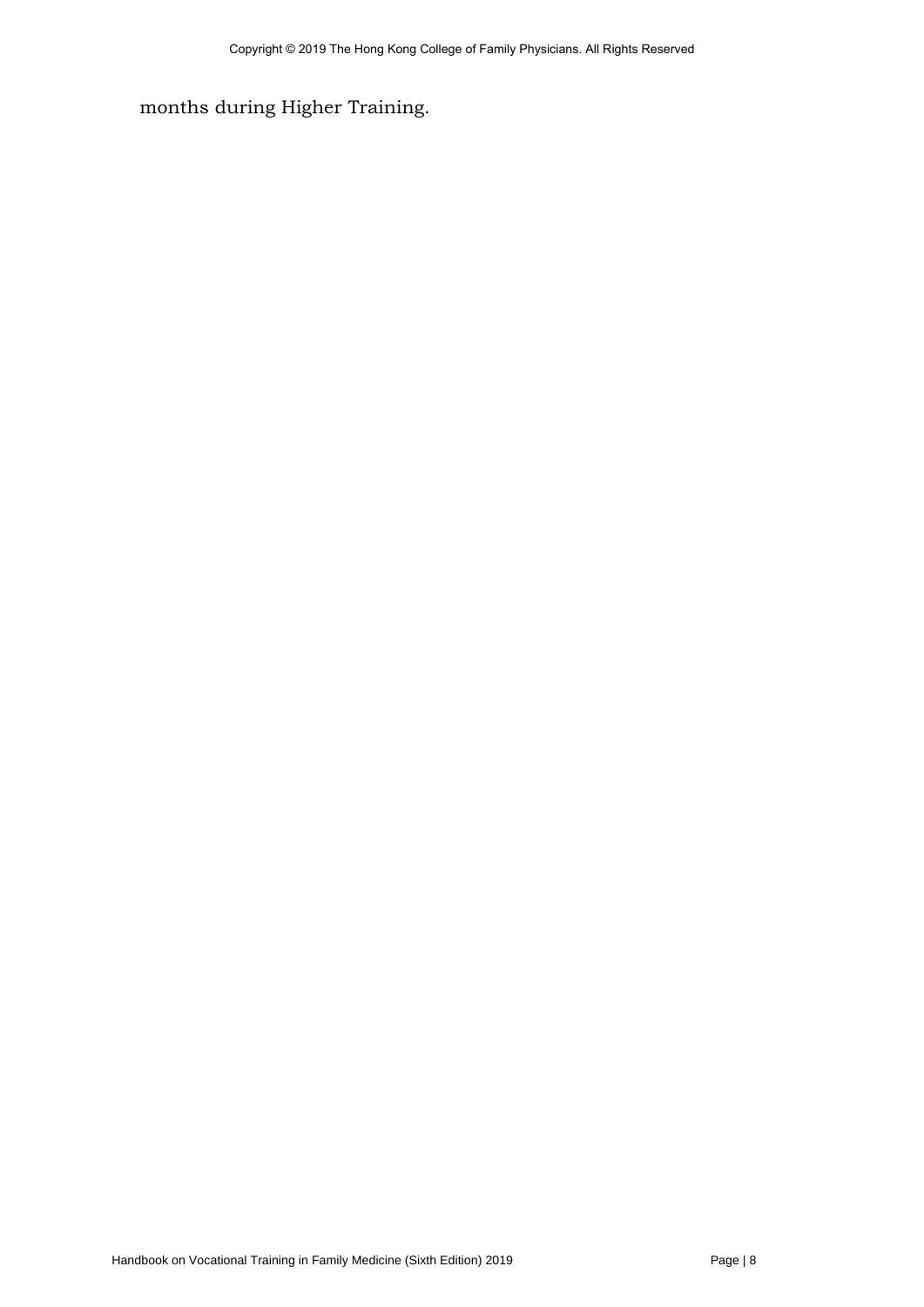months during Higher Training.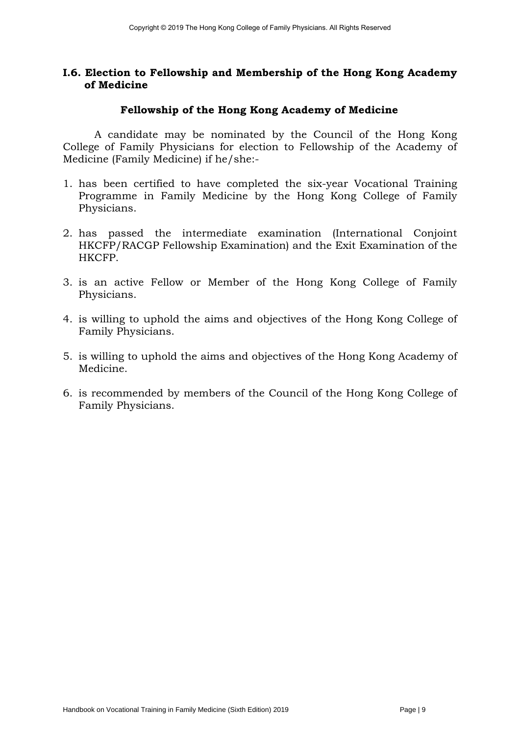## I.6. Election to Fellowship and Membership of the Hong Kong Academy of Medicine

### Fellowship of the Hong Kong Academy of Medicine

A candidate may be nominated by the Council of the Hong Kong College of Family Physicians for election to Fellowship of the Academy of Medicine (Family Medicine) if he/she:-

1. has been certified to have completed the six-year Vocational Training Programme in Family Medicine by the Hong Kong College of Family Physicians.

2. has passed the intermediate examination (International Conjoint HKCFP/RACGP Fellowship Examination) and the Exit Examination of the HKCFP.

3. is an active Fellow or Member of the Hong Kong College of Family Physicians.

4. is willing to uphold the aims and objectives of the Hong Kong College of Family Physicians.

5. is willing to uphold the aims and objectives of the Hong Kong Academy of Medicine.

6. is recommended by members of the Council of the Hong Kong College of Family Physicians.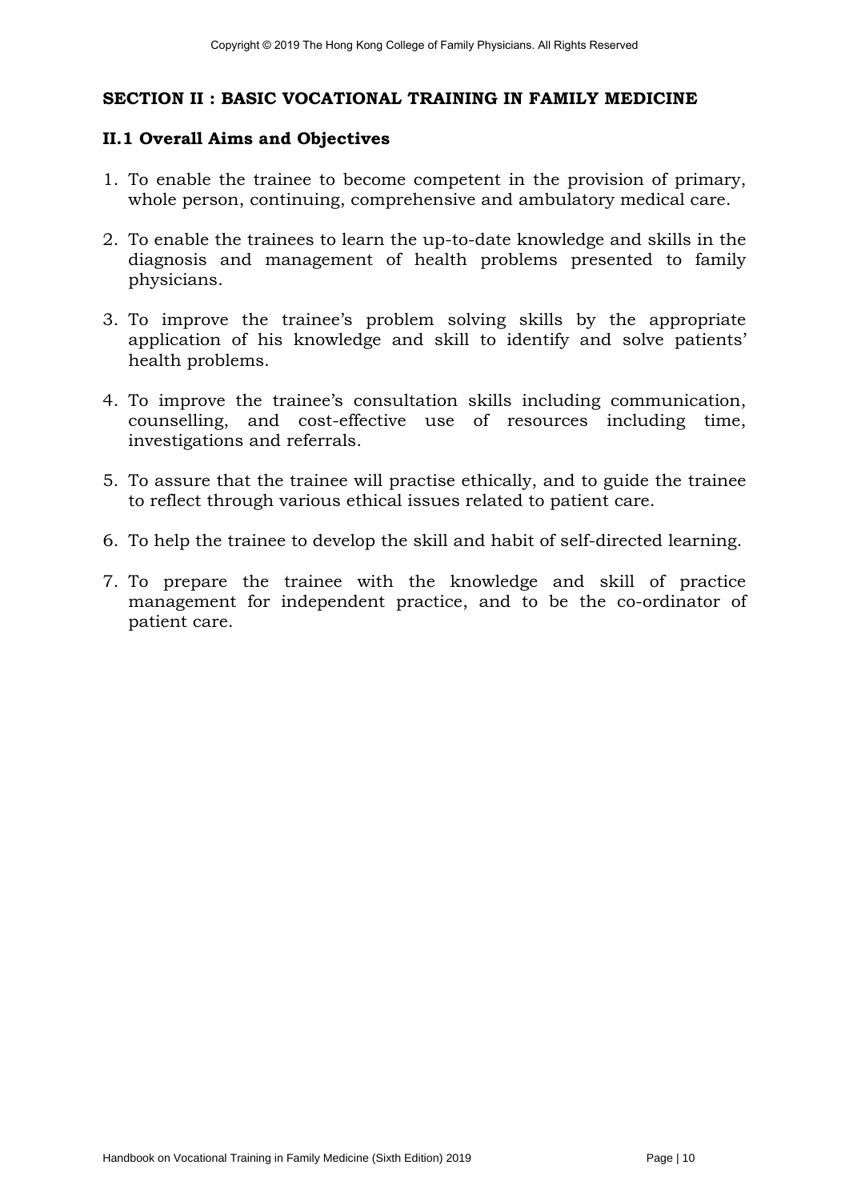## SECTION II : BASIC VOCATIONAL TRAINING IN FAMILY MEDICINE

### II.1 Overall Aims and Objectives

1. To enable the trainee to become competent in the provision of primary, whole person, continuing, comprehensive and ambulatory medical care.

2. To enable the trainees to learn the up-to-date knowledge and skills in the diagnosis and management of health problems presented to family physicians.

3. To improve the trainee's problem solving skills by the appropriate application of his knowledge and skill to identify and solve patients' health problems.

4. To improve the trainee's consultation skills including communication, counselling, and cost-effective use of resources including time, investigations and referrals.

5. To assure that the trainee will practise ethically, and to guide the trainee to reflect through various ethical issues related to patient care.

6. To help the trainee to develop the skill and habit of self-directed learning.

7. To prepare the trainee with the knowledge and skill of practice management for independent practice, and to be the co-ordinator of patient care.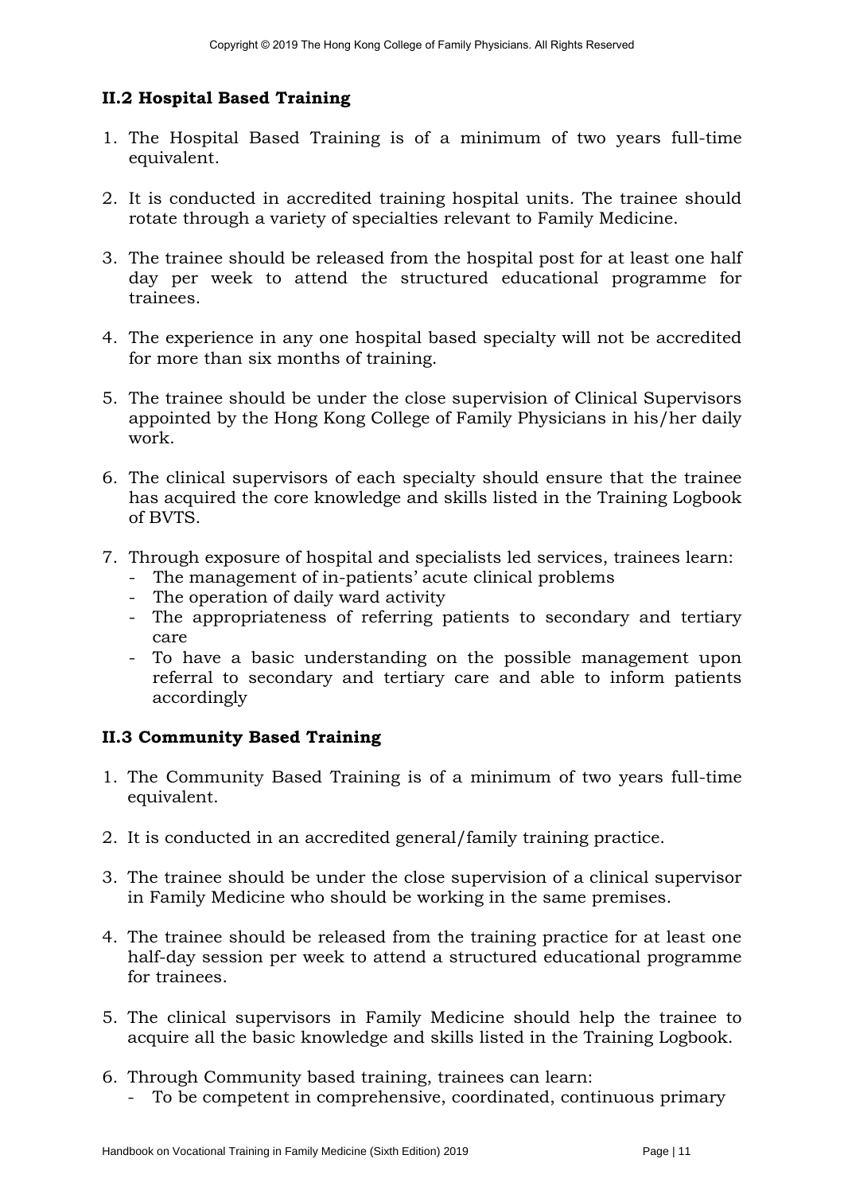## II.2 Hospital Based Training

1. The Hospital Based Training is of a minimum of two years full-time equivalent.

2. It is conducted in accredited training hospital units. The trainee should rotate through a variety of specialties relevant to Family Medicine.

3. The trainee should be released from the hospital post for at least one half day per week to attend the structured educational programme for trainees.

4. The experience in any one hospital based specialty will not be accredited for more than six months of training.

5. The trainee should be under the close supervision of Clinical Supervisors appointed by the Hong Kong College of Family Physicians in his/her daily work.

6. The clinical supervisors of each specialty should ensure that the trainee has acquired the core knowledge and skills listed in the Training Logbook of BVTS.

7. Through exposure of hospital and specialists led services, trainees learn:
   - The management of in-patients' acute clinical problems
   - The operation of daily ward activity
   - The appropriateness of referring patients to secondary and tertiary care
   - To have a basic understanding on the possible management upon referral to secondary and tertiary care and able to inform patients accordingly

## II.3 Community Based Training

1. The Community Based Training is of a minimum of two years full-time equivalent.

2. It is conducted in an accredited general/family training practice.

3. The trainee should be under the close supervision of a clinical supervisor in Family Medicine who should be working in the same premises.

4. The trainee should be released from the training practice for at least one half-day session per week to attend a structured educational programme for trainees.

5. The clinical supervisors in Family Medicine should help the trainee to acquire all the basic knowledge and skills listed in the Training Logbook.

6. Through Community based training, trainees can learn:
   - To be competent in comprehensive, coordinated, continuous primary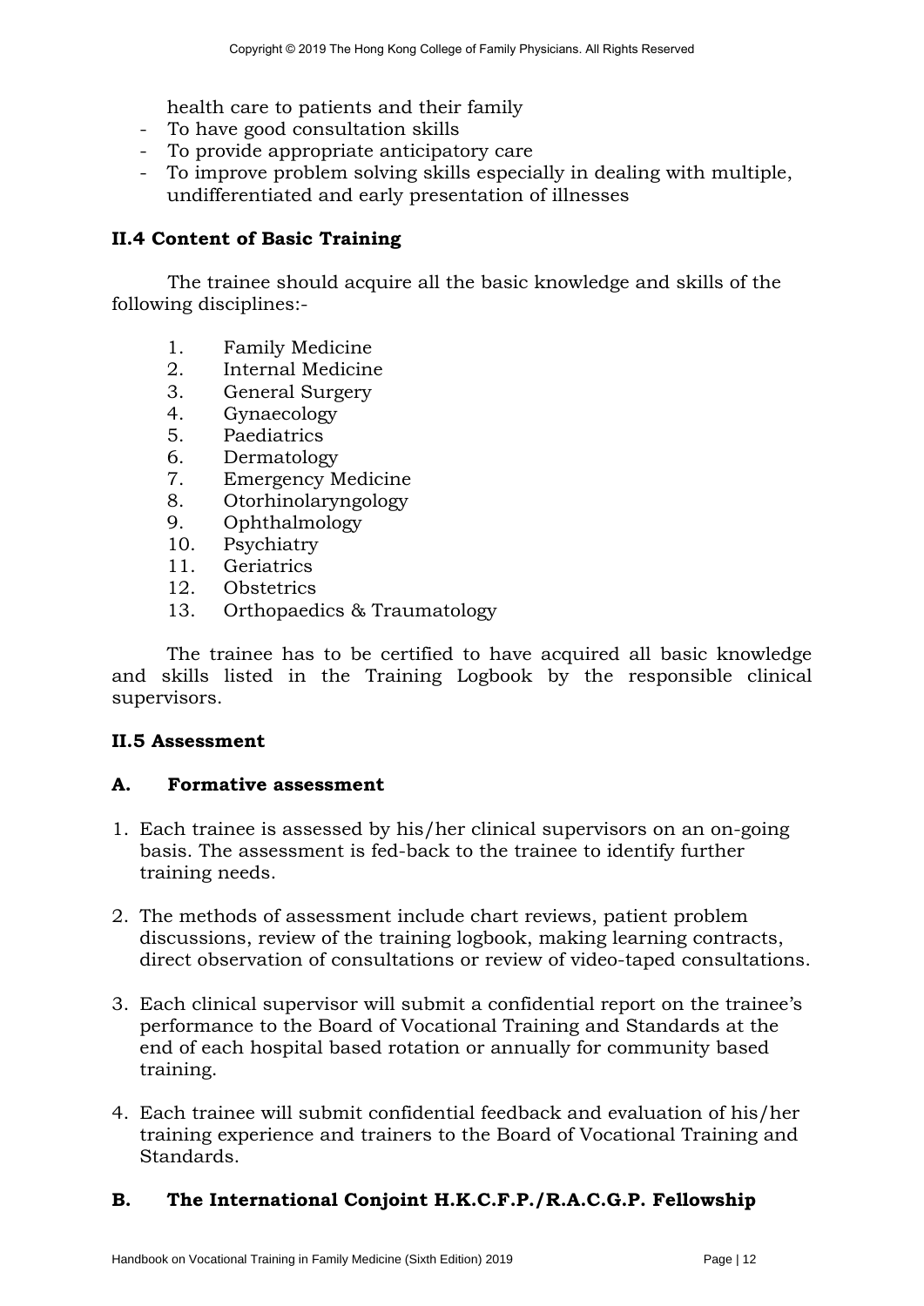health care to patients and their family
- To have good consultation skills
- To provide appropriate anticipatory care
- To improve problem solving skills especially in dealing with multiple, undifferentiated and early presentation of illnesses

### II.4 Content of Basic Training

The trainee should acquire all the basic knowledge and skills of the following disciplines:-

1. Family Medicine
2. Internal Medicine
3. General Surgery
4. Gynaecology
5. Paediatrics
6. Dermatology
7. Emergency Medicine
8. Otorhinolaryngology
9. Ophthalmology
10. Psychiatry
11. Geriatrics
12. Obstetrics
13. Orthopaedics & Traumatology

The trainee has to be certified to have acquired all basic knowledge and skills listed in the Training Logbook by the responsible clinical supervisors.

### II.5 Assessment

#### A. Formative assessment

1. Each trainee is assessed by his/her clinical supervisors on an on-going basis. The assessment is fed-back to the trainee to identify further training needs.
2. The methods of assessment include chart reviews, patient problem discussions, review of the training logbook, making learning contracts, direct observation of consultations or review of video-taped consultations.
3. Each clinical supervisor will submit a confidential report on the trainee's performance to the Board of Vocational Training and Standards at the end of each hospital based rotation or annually for community based training.
4. Each trainee will submit confidential feedback and evaluation of his/her training experience and trainers to the Board of Vocational Training and Standards.

#### B. The International Conjoint H.K.C.F.P./R.A.C.G.P. Fellowship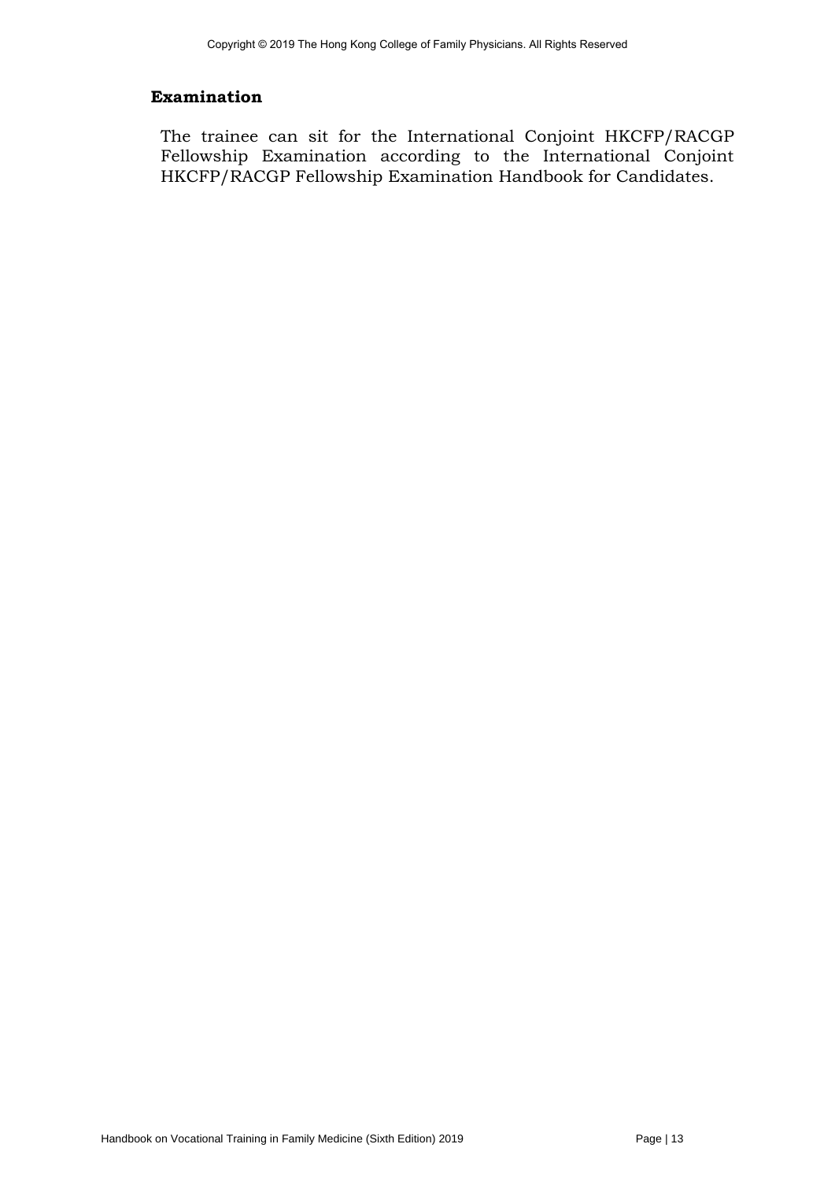**Examination**

The trainee can sit for the International Conjoint HKCFP/RACGP Fellowship Examination according to the International Conjoint HKCFP/RACGP Fellowship Examination Handbook for Candidates.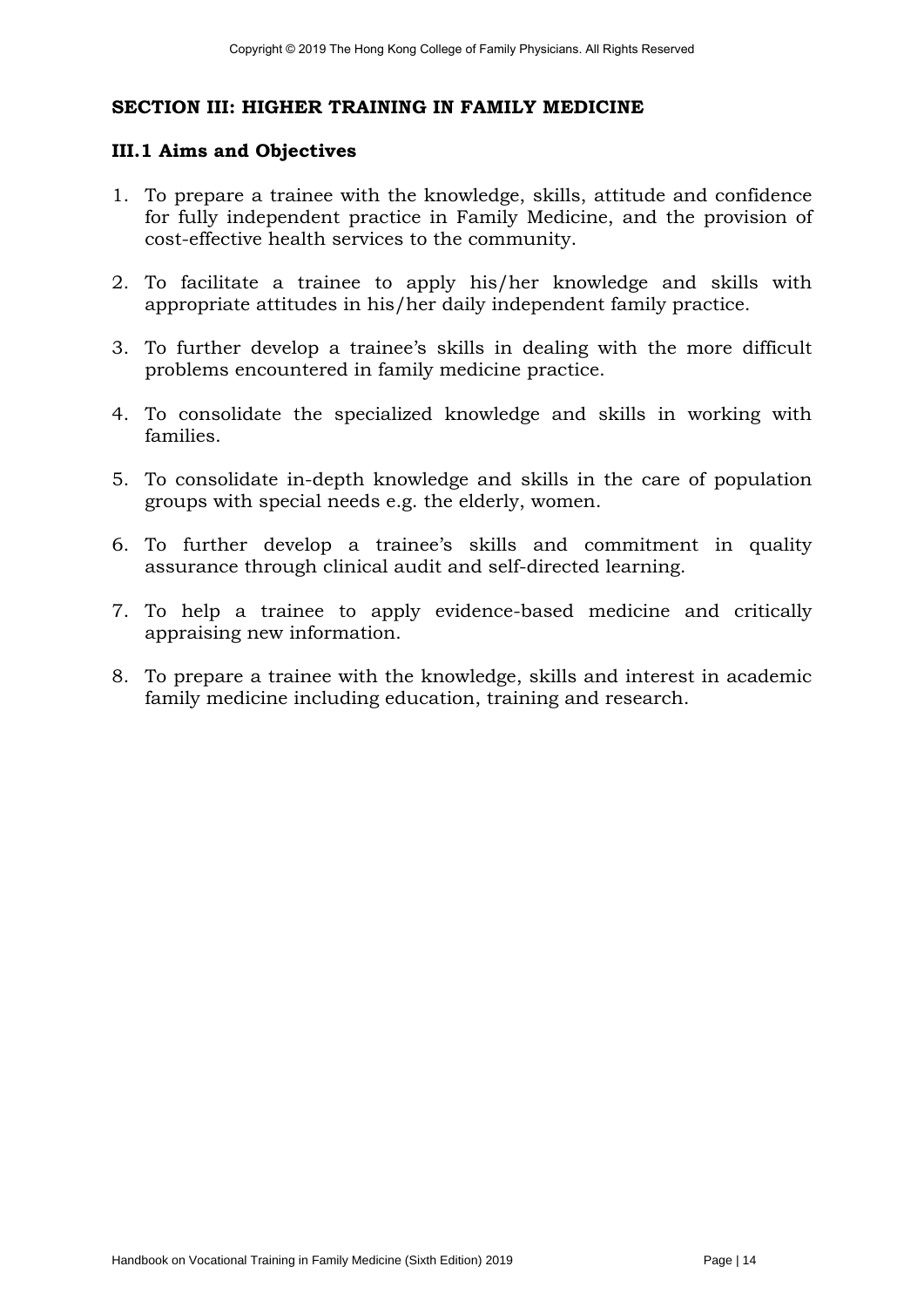## SECTION III: HIGHER TRAINING IN FAMILY MEDICINE

### III.1 Aims and Objectives

1. To prepare a trainee with the knowledge, skills, attitude and confidence for fully independent practice in Family Medicine, and the provision of cost-effective health services to the community.

2. To facilitate a trainee to apply his/her knowledge and skills with appropriate attitudes in his/her daily independent family practice.

3. To further develop a trainee's skills in dealing with the more difficult problems encountered in family medicine practice.

4. To consolidate the specialized knowledge and skills in working with families.

5. To consolidate in-depth knowledge and skills in the care of population groups with special needs e.g. the elderly, women.

6. To further develop a trainee's skills and commitment in quality assurance through clinical audit and self-directed learning.

7. To help a trainee to apply evidence-based medicine and critically appraising new information.

8. To prepare a trainee with the knowledge, skills and interest in academic family medicine including education, training and research.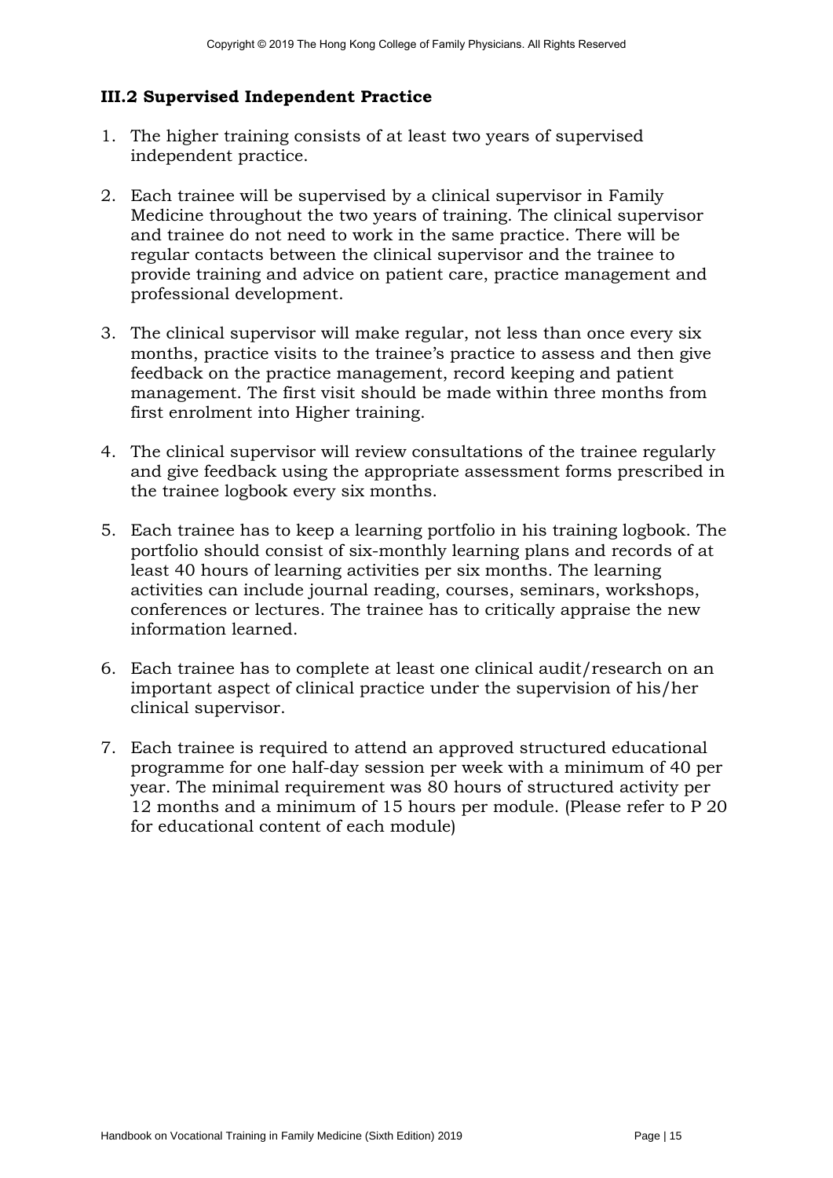### III.2 Supervised Independent Practice

1. The higher training consists of at least two years of supervised independent practice.

2. Each trainee will be supervised by a clinical supervisor in Family Medicine throughout the two years of training. The clinical supervisor and trainee do not need to work in the same practice. There will be regular contacts between the clinical supervisor and the trainee to provide training and advice on patient care, practice management and professional development.

3. The clinical supervisor will make regular, not less than once every six months, practice visits to the trainee's practice to assess and then give feedback on the practice management, record keeping and patient management. The first visit should be made within three months from first enrolment into Higher training.

4. The clinical supervisor will review consultations of the trainee regularly and give feedback using the appropriate assessment forms prescribed in the trainee logbook every six months.

5. Each trainee has to keep a learning portfolio in his training logbook. The portfolio should consist of six-monthly learning plans and records of at least 40 hours of learning activities per six months. The learning activities can include journal reading, courses, seminars, workshops, conferences or lectures. The trainee has to critically appraise the new information learned.

6. Each trainee has to complete at least one clinical audit/research on an important aspect of clinical practice under the supervision of his/her clinical supervisor.

7. Each trainee is required to attend an approved structured educational programme for one half-day session per week with a minimum of 40 per year. The minimal requirement was 80 hours of structured activity per 12 months and a minimum of 15 hours per module. (Please refer to P 20 for educational content of each module)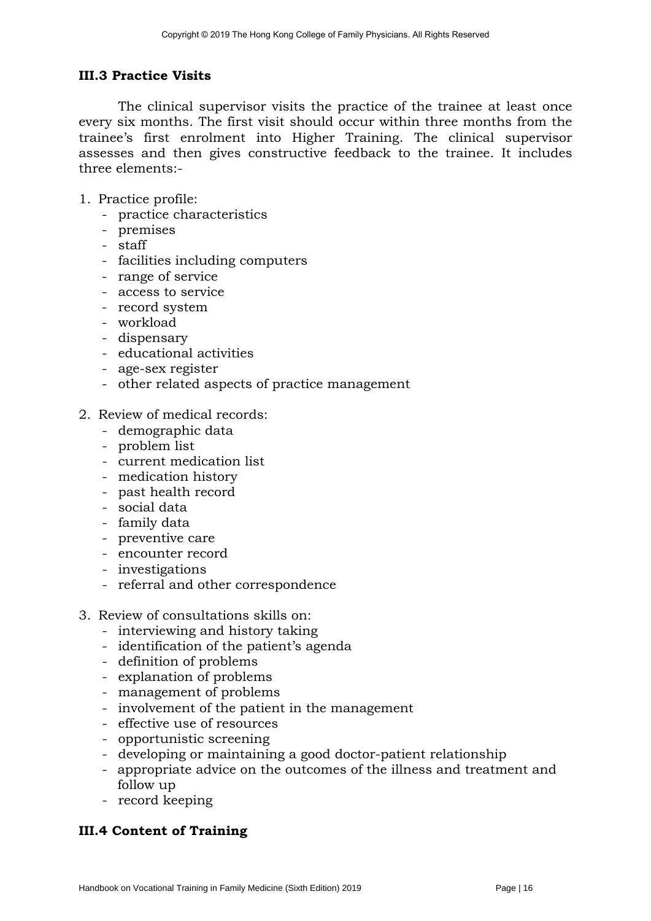### III.3 Practice Visits

The clinical supervisor visits the practice of the trainee at least once every six months. The first visit should occur within three months from the trainee's first enrolment into Higher Training. The clinical supervisor assesses and then gives constructive feedback to the trainee. It includes three elements:-

1. Practice profile:
   - practice characteristics
   - premises
   - staff
   - facilities including computers
   - range of service
   - access to service
   - record system
   - workload
   - dispensary
   - educational activities
   - age-sex register
   - other related aspects of practice management

2. Review of medical records:
   - demographic data
   - problem list
   - current medication list
   - medication history
   - past health record
   - social data
   - family data
   - preventive care
   - encounter record
   - investigations
   - referral and other correspondence

3. Review of consultations skills on:
   - interviewing and history taking
   - identification of the patient's agenda
   - definition of problems
   - explanation of problems
   - management of problems
   - involvement of the patient in the management
   - effective use of resources
   - opportunistic screening
   - developing or maintaining a good doctor-patient relationship
   - appropriate advice on the outcomes of the illness and treatment and follow up
   - record keeping

### III.4 Content of Training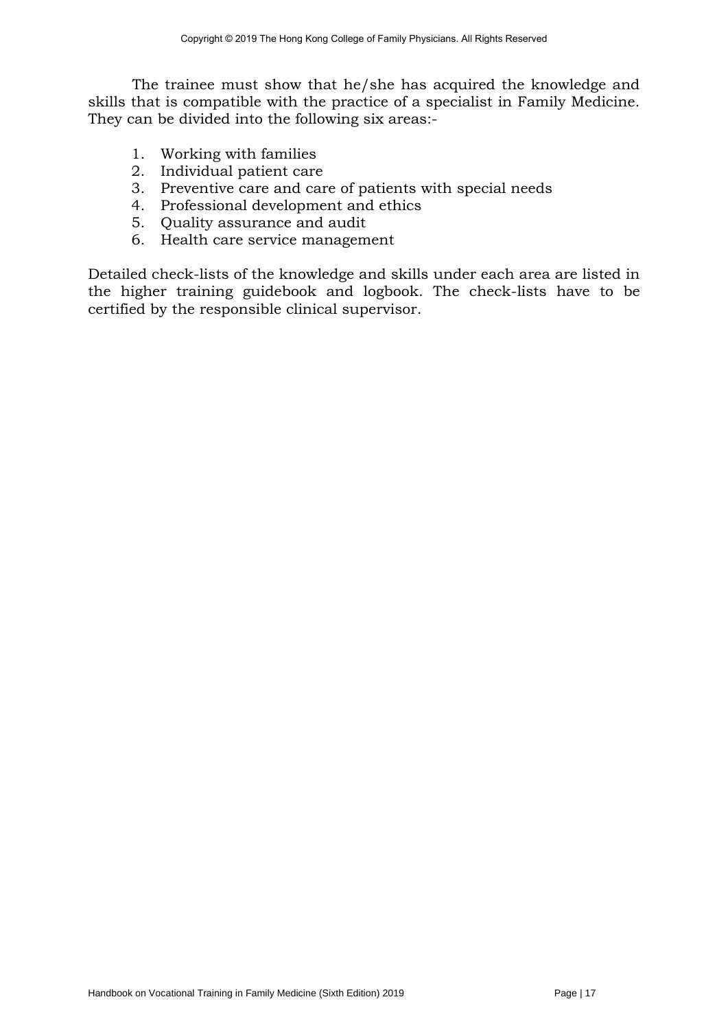The trainee must show that he/she has acquired the knowledge and skills that is compatible with the practice of a specialist in Family Medicine. They can be divided into the following six areas:-

1. Working with families
2. Individual patient care
3. Preventive care and care of patients with special needs
4. Professional development and ethics
5. Quality assurance and audit
6. Health care service management

Detailed check-lists of the knowledge and skills under each area are listed in the higher training guidebook and logbook. The check-lists have to be certified by the responsible clinical supervisor.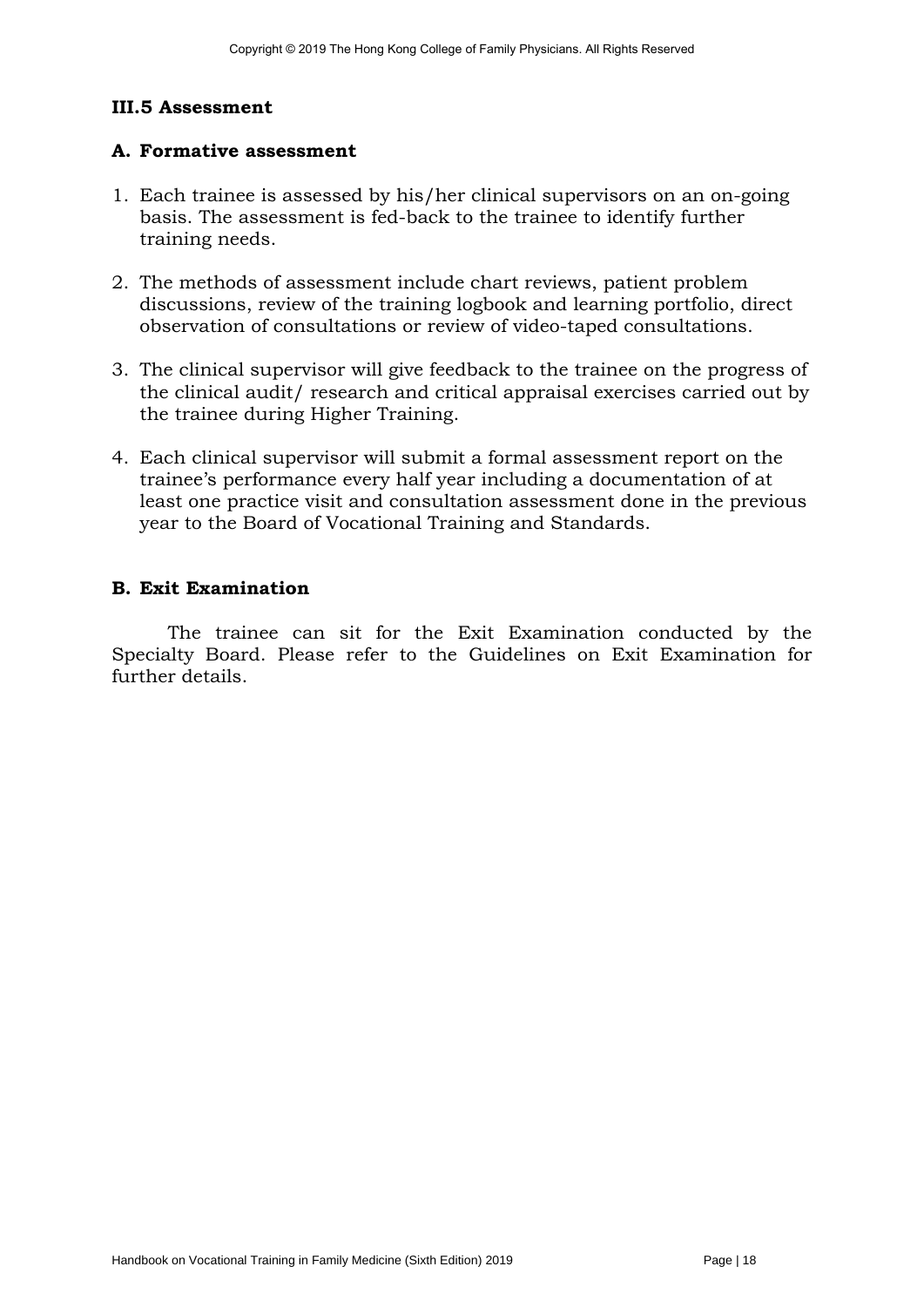## III.5 Assessment

### A. Formative assessment

1. Each trainee is assessed by his/her clinical supervisors on an on-going basis. The assessment is fed-back to the trainee to identify further training needs.

2. The methods of assessment include chart reviews, patient problem discussions, review of the training logbook and learning portfolio, direct observation of consultations or review of video-taped consultations.

3. The clinical supervisor will give feedback to the trainee on the progress of the clinical audit/ research and critical appraisal exercises carried out by the trainee during Higher Training.

4. Each clinical supervisor will submit a formal assessment report on the trainee's performance every half year including a documentation of at least one practice visit and consultation assessment done in the previous year to the Board of Vocational Training and Standards.

### B. Exit Examination

The trainee can sit for the Exit Examination conducted by the Specialty Board. Please refer to the Guidelines on Exit Examination for further details.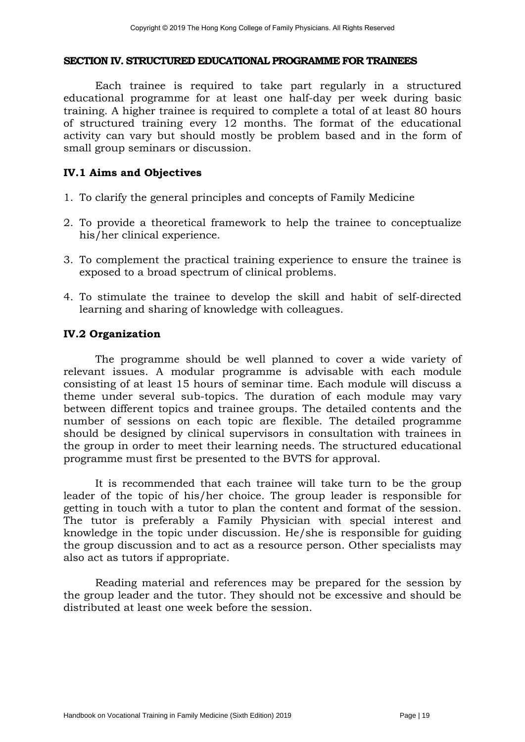## SECTION IV. STRUCTURED EDUCATIONAL PROGRAMME FOR TRAINEES

Each trainee is required to take part regularly in a structured educational programme for at least one half-day per week during basic training. A higher trainee is required to complete a total of at least 80 hours of structured training every 12 months. The format of the educational activity can vary but should mostly be problem based and in the form of small group seminars or discussion.

### IV.1 Aims and Objectives

1. To clarify the general principles and concepts of Family Medicine
2. To provide a theoretical framework to help the trainee to conceptualize his/her clinical experience.
3. To complement the practical training experience to ensure the trainee is exposed to a broad spectrum of clinical problems.
4. To stimulate the trainee to develop the skill and habit of self-directed learning and sharing of knowledge with colleagues.

### IV.2 Organization

The programme should be well planned to cover a wide variety of relevant issues. A modular programme is advisable with each module consisting of at least 15 hours of seminar time. Each module will discuss a theme under several sub-topics. The duration of each module may vary between different topics and trainee groups. The detailed contents and the number of sessions on each topic are flexible. The detailed programme should be designed by clinical supervisors in consultation with trainees in the group in order to meet their learning needs. The structured educational programme must first be presented to the BVTS for approval.

It is recommended that each trainee will take turn to be the group leader of the topic of his/her choice. The group leader is responsible for getting in touch with a tutor to plan the content and format of the session. The tutor is preferably a Family Physician with special interest and knowledge in the topic under discussion. He/she is responsible for guiding the group discussion and to act as a resource person. Other specialists may also act as tutors if appropriate.

Reading material and references may be prepared for the session by the group leader and the tutor. They should not be excessive and should be distributed at least one week before the session.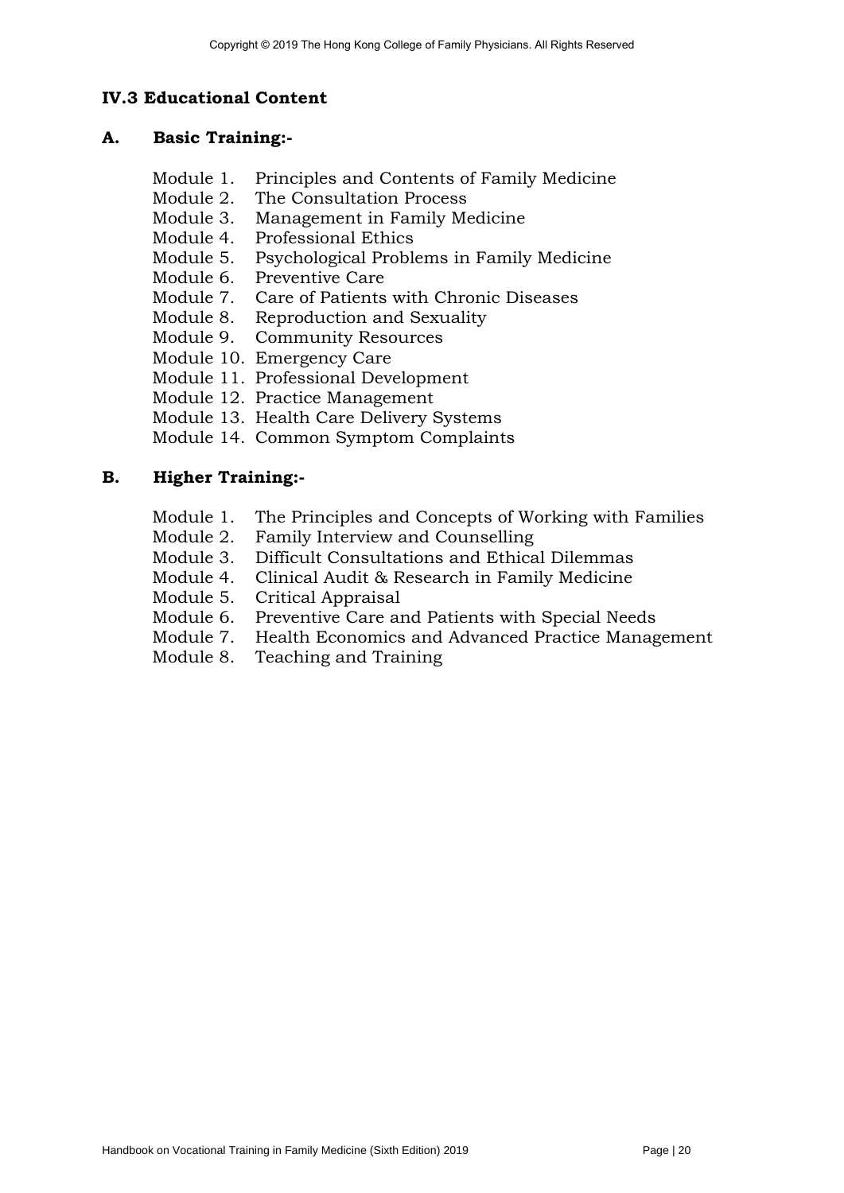### IV.3 Educational Content

#### A. Basic Training:-

Module 1. Principles and Contents of Family Medicine
Module 2. The Consultation Process
Module 3. Management in Family Medicine
Module 4. Professional Ethics
Module 5. Psychological Problems in Family Medicine
Module 6. Preventive Care
Module 7. Care of Patients with Chronic Diseases
Module 8. Reproduction and Sexuality
Module 9. Community Resources
Module 10. Emergency Care
Module 11. Professional Development
Module 12. Practice Management
Module 13. Health Care Delivery Systems
Module 14. Common Symptom Complaints

#### B. Higher Training:-

Module 1. The Principles and Concepts of Working with Families
Module 2. Family Interview and Counselling
Module 3. Difficult Consultations and Ethical Dilemmas
Module 4. Clinical Audit & Research in Family Medicine
Module 5. Critical Appraisal
Module 6. Preventive Care and Patients with Special Needs
Module 7. Health Economics and Advanced Practice Management
Module 8. Teaching and Training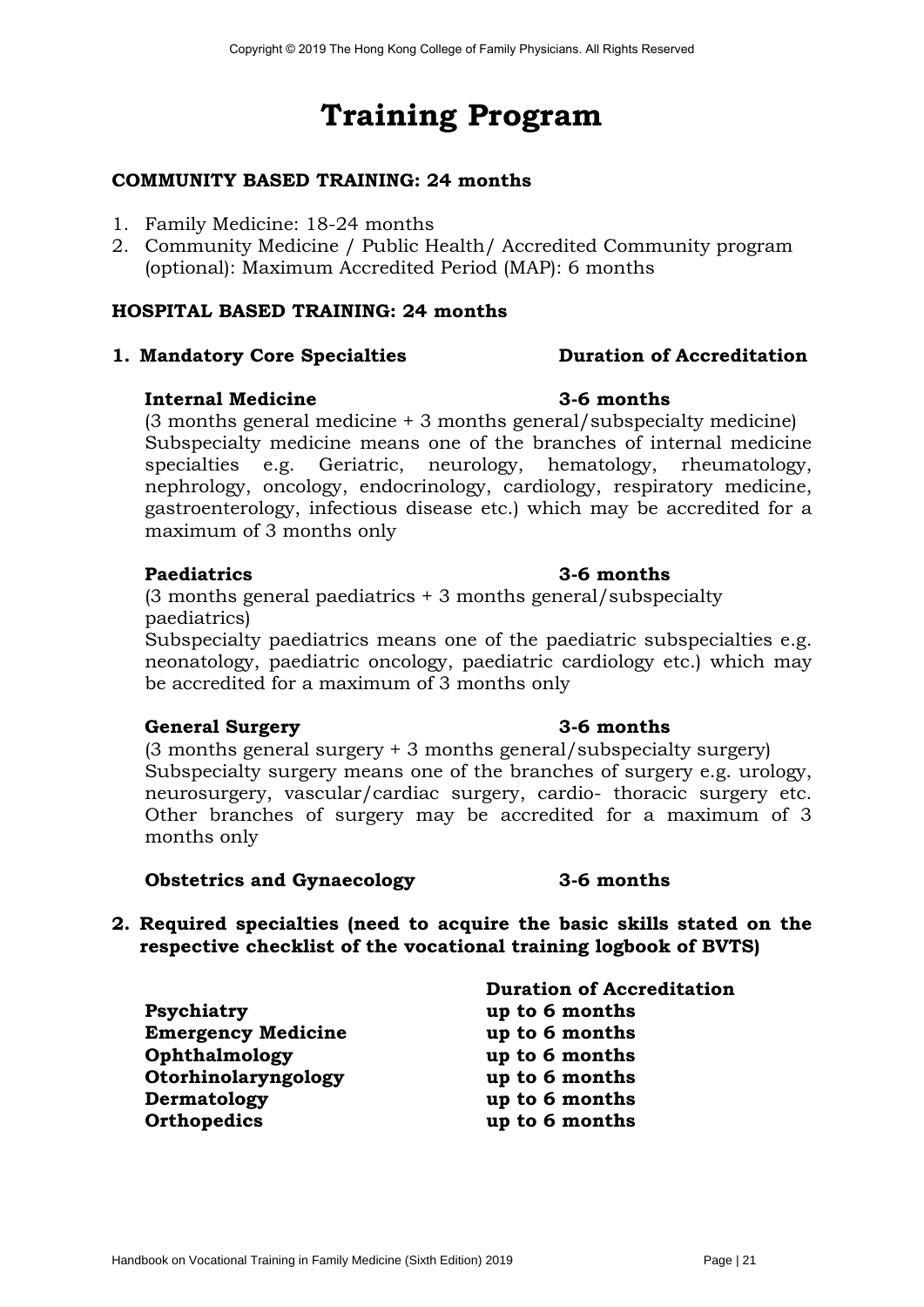# Training Program

**COMMUNITY BASED TRAINING: 24 months**

1. Family Medicine: 18-24 months
2. Community Medicine / Public Health/ Accredited Community program (optional): Maximum Accredited Period (MAP): 6 months

**HOSPITAL BASED TRAINING: 24 months**

**1. Mandatory Core Specialties** **Duration of Accreditation**

**Internal Medicine** **3-6 months**

(3 months general medicine + 3 months general/subspecialty medicine) Subspecialty medicine means one of the branches of internal medicine specialties e.g. Geriatric, neurology, hematology, rheumatology, nephrology, oncology, endocrinology, cardiology, respiratory medicine, gastroenterology, infectious disease etc.) which may be accredited for a maximum of 3 months only

**Paediatrics** **3-6 months**

(3 months general paediatrics + 3 months general/subspecialty paediatrics)

Subspecialty paediatrics means one of the paediatric subspecialties e.g. neonatology, paediatric oncology, paediatric cardiology etc.) which may be accredited for a maximum of 3 months only

**General Surgery** **3-6 months**

(3 months general surgery + 3 months general/subspecialty surgery) Subspecialty surgery means one of the branches of surgery e.g. urology, neurosurgery, vascular/cardiac surgery, cardio- thoracic surgery etc. Other branches of surgery may be accredited for a maximum of 3 months only

**Obstetrics and Gynaecology** **3-6 months**

**2. Required specialties (need to acquire the basic skills stated on the respective checklist of the vocational training logbook of BVTS)**

| | **Duration of Accreditation** |
|---|---|
| **Psychiatry** | **up to 6 months** |
| **Emergency Medicine** | **up to 6 months** |
| **Ophthalmology** | **up to 6 months** |
| **Otorhinolaryngology** | **up to 6 months** |
| **Dermatology** | **up to 6 months** |
| **Orthopedics** | **up to 6 months** |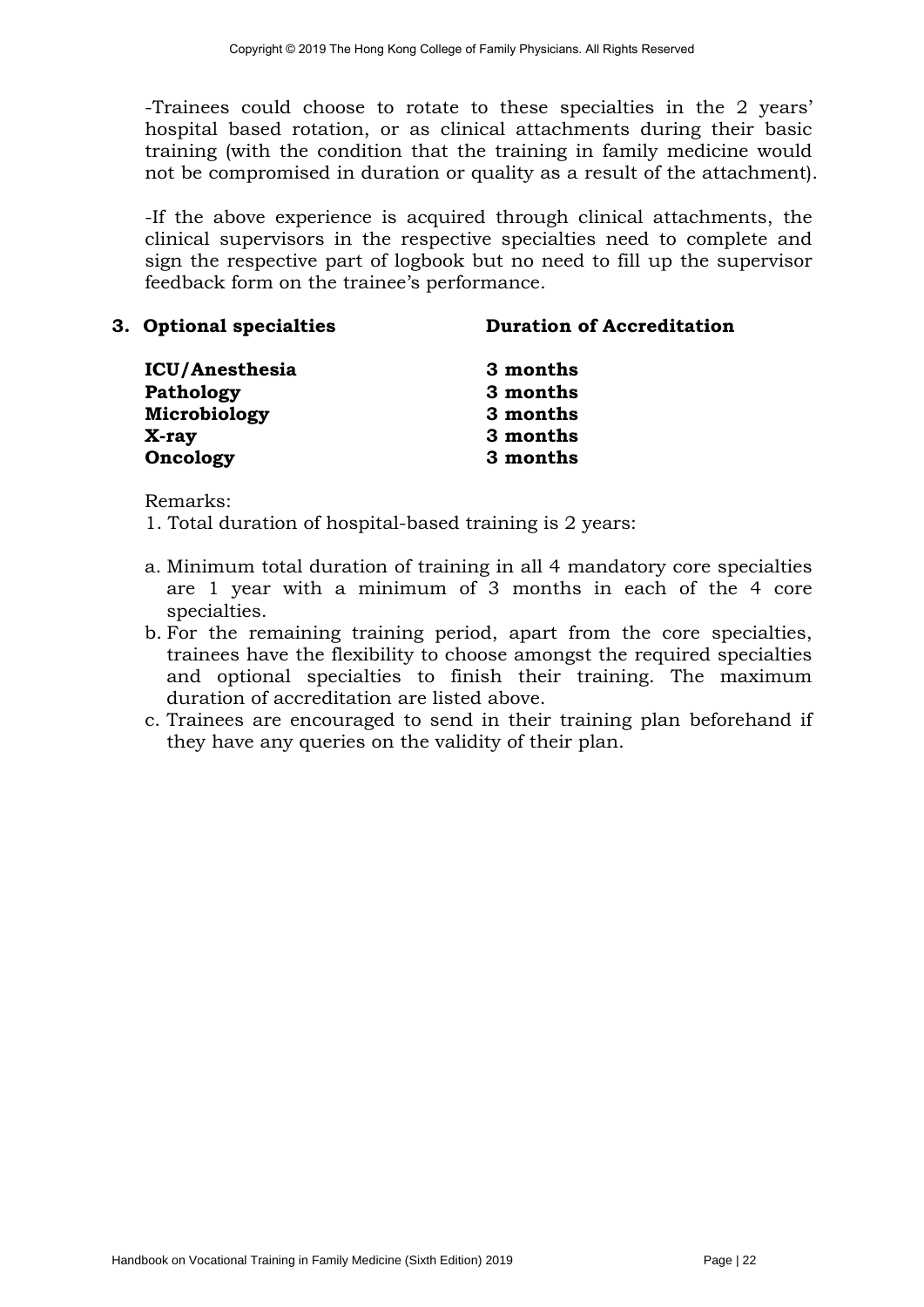-Trainees could choose to rotate to these specialties in the 2 years' hospital based rotation, or as clinical attachments during their basic training (with the condition that the training in family medicine would not be compromised in duration or quality as a result of the attachment).

-If the above experience is acquired through clinical attachments, the clinical supervisors in the respective specialties need to complete and sign the respective part of logbook but no need to fill up the supervisor feedback form on the trainee's performance.

| **3. Optional specialties** | **Duration of Accreditation** |
|---|---|
| **ICU/Anesthesia** | **3 months** |
| **Pathology** | **3 months** |
| **Microbiology** | **3 months** |
| **X-ray** | **3 months** |
| **Oncology** | **3 months** |

Remarks:

1. Total duration of hospital-based training is 2 years:

a. Minimum total duration of training in all 4 mandatory core specialties are 1 year with a minimum of 3 months in each of the 4 core specialties.
b. For the remaining training period, apart from the core specialties, trainees have the flexibility to choose amongst the required specialties and optional specialties to finish their training. The maximum duration of accreditation are listed above.
c. Trainees are encouraged to send in their training plan beforehand if they have any queries on the validity of their plan.